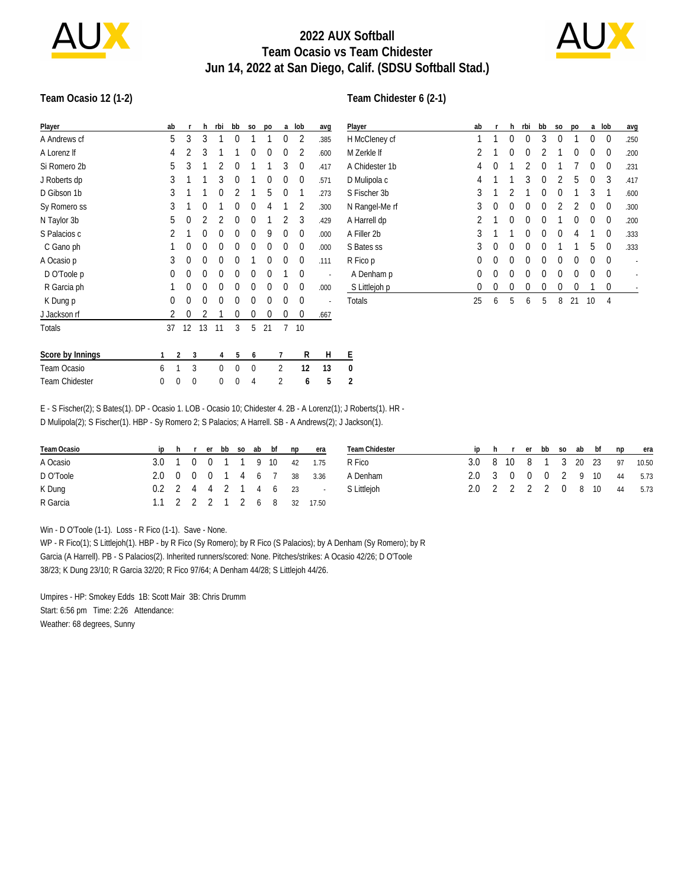# 2022 AUX Softball
## Team Ocasio vs Team Chidester
## Jun 14, 2022 at San Diego, Calif. (SDSU Softball Stad.)

### Team Ocasio 12 (1-2)

| Player | ab | r | h | rbi | bb | so | po | a | lob | avg |
|---|---|---|---|---|---|---|---|---|---|---|
| A Andrews cf | 5 | 3 | 3 | 1 | 0 | 1 | 1 | 0 | 2 | .385 |
| A Lorenz lf | 4 | 2 | 3 | 1 | 1 | 0 | 0 | 0 | 2 | .600 |
| Si Romero 2b | 5 | 3 | 1 | 2 | 0 | 1 | 1 | 3 | 0 | .417 |
| J Roberts dp | 3 | 1 | 1 | 3 | 0 | 1 | 0 | 0 | 0 | .571 |
| D Gibson 1b | 3 | 1 | 1 | 0 | 2 | 1 | 5 | 0 | 1 | .273 |
| Sy Romero ss | 3 | 1 | 0 | 1 | 0 | 0 | 4 | 1 | 2 | .300 |
| N Taylor 3b | 5 | 0 | 2 | 2 | 0 | 0 | 1 | 2 | 3 | .429 |
| S Palacios c | 2 | 1 | 0 | 0 | 0 | 0 | 9 | 0 | 0 | .000 |
| C Gano ph | 1 | 0 | 0 | 0 | 0 | 0 | 0 | 0 | 0 | .000 |
| A Ocasio p | 3 | 0 | 0 | 0 | 0 | 1 | 0 | 0 | 0 | .111 |
| D O'Toole p | 0 | 0 | 0 | 0 | 0 | 0 | 0 | 1 | 0 | - |
| R Garcia ph | 1 | 0 | 0 | 0 | 0 | 0 | 0 | 0 | 0 | .000 |
| K Dung p | 0 | 0 | 0 | 0 | 0 | 0 | 0 | 0 | 0 | - |
| J Jackson rf | 2 | 0 | 2 | 1 | 0 | 0 | 0 | 0 | 0 | .667 |
| Totals | 37 | 12 | 13 | 11 | 3 | 5 | 21 | 7 | 10 | |

### Team Chidester 6 (2-1)

| Player | ab | r | h | rbi | bb | so | po | a | lob | avg |
|---|---|---|---|---|---|---|---|---|---|---|
| H McCleney cf | 1 | 1 | 0 | 0 | 3 | 0 | 1 | 0 | 0 | .250 |
| M Zerkle lf | 2 | 1 | 0 | 0 | 2 | 1 | 0 | 0 | 0 | .200 |
| A Chidester 1b | 4 | 0 | 1 | 2 | 0 | 1 | 7 | 0 | 0 | .231 |
| D Mulipola c | 4 | 1 | 1 | 3 | 0 | 2 | 5 | 0 | 3 | .417 |
| S Fischer 3b | 3 | 1 | 2 | 1 | 0 | 0 | 1 | 3 | 1 | .600 |
| N Rangel-Me rf | 3 | 0 | 0 | 0 | 0 | 2 | 2 | 0 | 0 | .300 |
| A Harrell dp | 2 | 1 | 0 | 0 | 0 | 1 | 0 | 0 | 0 | .200 |
| A Filler 2b | 3 | 1 | 1 | 0 | 0 | 0 | 4 | 1 | 0 | .333 |
| S Bates ss | 3 | 0 | 0 | 0 | 0 | 1 | 1 | 5 | 0 | .333 |
| R Fico p | 0 | 0 | 0 | 0 | 0 | 0 | 0 | 0 | 0 | - |
| A Denham p | 0 | 0 | 0 | 0 | 0 | 0 | 0 | 0 | 0 | - |
| S Littlejoh p | 0 | 0 | 0 | 0 | 0 | 0 | 0 | 1 | 0 | - |
| Totals | 25 | 6 | 5 | 6 | 5 | 8 | 21 | 10 | 4 | |

| Score by Innings | 1 | 2 | 3 | 4 | 5 | 6 | 7 | R | H | E |
|---|---|---|---|---|---|---|---|---|---|---|
| Team Ocasio | 6 | 1 | 3 | 0 | 0 | 0 | 2 | **12** | **13** | **0** |
| Team Chidester | 0 | 0 | 0 | 0 | 0 | 4 | 2 | **6** | **5** | **2** |

E - S Fischer(2); S Bates(1). DP - Ocasio 1. LOB - Ocasio 10; Chidester 4. 2B - A Lorenz(1); J Roberts(1). HR - D Mulipola(2); S Fischer(1). HBP - Sy Romero 2; S Palacios; A Harrell. SB - A Andrews(2); J Jackson(1).

| Team Ocasio | ip | h | r | er | bb | so | ab | bf | np | era |
|---|---|---|---|---|---|---|---|---|---|---|
| A Ocasio | 3.0 | 1 | 0 | 0 | 1 | 1 | 9 | 10 | 42 | 1.75 |
| D O'Toole | 2.0 | 0 | 0 | 0 | 1 | 4 | 6 | 7 | 38 | 3.36 |
| K Dung | 0.2 | 2 | 4 | 4 | 2 | 1 | 4 | 6 | 23 | - |
| R Garcia | 1.1 | 2 | 2 | 2 | 1 | 2 | 6 | 8 | 32 | 17.50 |

| Team Chidester | ip | h | r | er | bb | so | ab | bf | np | era |
|---|---|---|---|---|---|---|---|---|---|---|
| R Fico | 3.0 | 8 | 10 | 8 | 1 | 3 | 20 | 23 | 97 | 10.50 |
| A Denham | 2.0 | 3 | 0 | 0 | 0 | 2 | 9 | 10 | 44 | 5.73 |
| S Littlejoh | 2.0 | 2 | 2 | 2 | 2 | 0 | 8 | 10 | 44 | 5.73 |

Win - D O'Toole (1-1). Loss - R Fico (1-1). Save - None.

WP - R Fico(1); S Littlejoh(1). HBP - by R Fico (Sy Romero); by R Fico (S Palacios); by A Denham (Sy Romero); by R Garcia (A Harrell). PB - S Palacios(2). Inherited runners/scored: None. Pitches/strikes: A Ocasio 42/26; D O'Toole 38/23; K Dung 23/10; R Garcia 32/20; R Fico 97/64; A Denham 44/28; S Littlejoh 44/26.

Umpires - HP: Smokey Edds 1B: Scott Mair 3B: Chris Drumm
Start: 6:56 pm Time: 2:26 Attendance:
Weather: 68 degrees, Sunny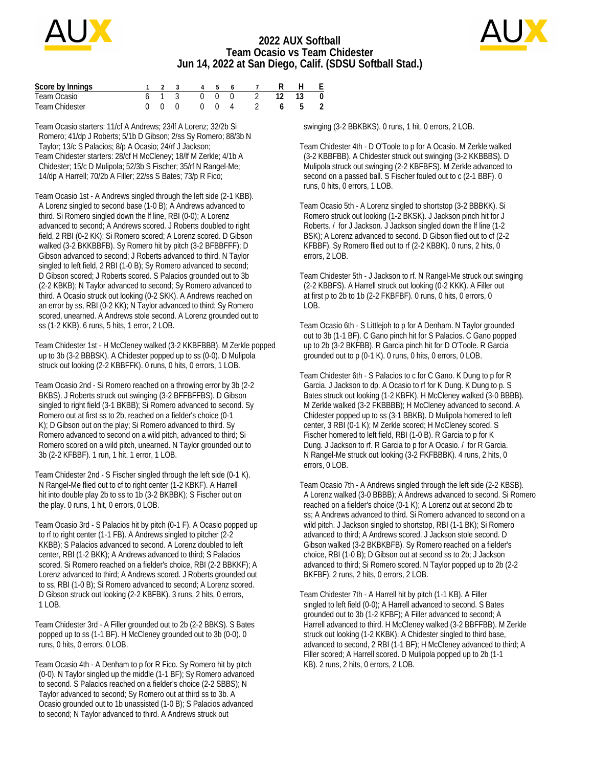# 2022 AUX Softball
## Team Ocasio vs Team Chidester
## Jun 14, 2022 at San Diego, Calif. (SDSU Softball Stad.)

| Score by Innings | 1 | 2 | 3 | 4 | 5 | 6 | 7 | R | H | E |
|---|---|---|---|---|---|---|---|---|---|---|
| Team Ocasio | 6 | 1 | 3 | 0 | 0 | 0 | 2 | 12 | 13 | 0 |
| Team Chidester | 0 | 0 | 0 | 0 | 0 | 4 | 2 | 6 | 5 | 2 |

Team Ocasio starters: 11/cf A Andrews; 23/lf A Lorenz; 32/2b Si Romero; 41/dp J Roberts; 5/1b D Gibson; 2/ss Sy Romero; 88/3b N Taylor; 13/c S Palacios; 8/p A Ocasio; 24/rf J Jackson;
Team Chidester starters: 28/cf H McCleney; 18/lf M Zerkle; 4/1b A Chidester; 15/c D Mulipola; 52/3b S Fischer; 35/rf N Rangel-Me; 14/dp A Harrell; 70/2b A Filler; 22/ss S Bates; 73/p R Fico;

Team Ocasio 1st - A Andrews singled through the left side (2-1 KBB). A Lorenz singled to second base (1-0 B); A Andrews advanced to third. Si Romero singled down the lf line, RBI (0-0); A Lorenz advanced to second; A Andrews scored. J Roberts doubled to right field, 2 RBI (0-2 KK); Si Romero scored; A Lorenz scored. D Gibson walked (3-2 BKKBBFB). Sy Romero hit by pitch (3-2 BFBBFFF); D Gibson advanced to second; J Roberts advanced to third. N Taylor singled to left field, 2 RBI (1-0 B); Sy Romero advanced to second; D Gibson scored; J Roberts scored. S Palacios grounded out to 3b (2-2 KBKB); N Taylor advanced to second; Sy Romero advanced to third. A Ocasio struck out looking (0-2 SKK). A Andrews reached on an error by ss, RBI (0-2 KK); N Taylor advanced to third; Sy Romero scored, unearned. A Andrews stole second. A Lorenz grounded out to ss (1-2 KKB). 6 runs, 5 hits, 1 error, 2 LOB.

Team Chidester 1st - H McCleney walked (3-2 KKBFBBB). M Zerkle popped up to 3b (3-2 BBBSK). A Chidester popped up to ss (0-0). D Mulipola struck out looking (2-2 KBBFFK). 0 runs, 0 hits, 0 errors, 1 LOB.

Team Ocasio 2nd - Si Romero reached on a throwing error by 3b (2-2 BKBS). J Roberts struck out swinging (3-2 BFFBFFBS). D Gibson singled to right field (3-1 BKBB); Si Romero advanced to second. Sy Romero out at first ss to 2b, reached on a fielder's choice (0-1 K); D Gibson out on the play; Si Romero advanced to third. Sy Romero advanced to second on a wild pitch, advanced to third; Si Romero scored on a wild pitch, unearned. N Taylor grounded out to 3b (2-2 KFBBF). 1 run, 1 hit, 1 error, 1 LOB.

Team Chidester 2nd - S Fischer singled through the left side (0-1 K). N Rangel-Me flied out to cf to right center (1-2 KBKF). A Harrell hit into double play 2b to ss to 1b (3-2 BKBBK); S Fischer out on the play. 0 runs, 1 hit, 0 errors, 0 LOB.

Team Ocasio 3rd - S Palacios hit by pitch (0-1 F). A Ocasio popped up to rf to right center (1-1 FB). A Andrews singled to pitcher (2-2 KKBB); S Palacios advanced to second. A Lorenz doubled to left center, RBI (1-2 BKK); A Andrews advanced to third; S Palacios scored. Si Romero reached on a fielder's choice, RBI (2-2 BBKKF); A Lorenz advanced to third; A Andrews scored. J Roberts grounded out to ss, RBI (1-0 B); Si Romero advanced to second; A Lorenz scored. D Gibson struck out looking (2-2 KBFBK). 3 runs, 2 hits, 0 errors, 1 LOB.

Team Chidester 3rd - A Filler grounded out to 2b (2-2 BBKS). S Bates popped up to ss (1-1 BF). H McCleney grounded out to 3b (0-0). 0 runs, 0 hits, 0 errors, 0 LOB.

Team Ocasio 4th - A Denham to p for R Fico. Sy Romero hit by pitch (0-0). N Taylor singled up the middle (1-1 BF); Sy Romero advanced to second. S Palacios reached on a fielder's choice (2-2 SBBS); N Taylor advanced to second; Sy Romero out at third ss to 3b. A Ocasio grounded out to 1b unassisted (1-0 B); S Palacios advanced to second; N Taylor advanced to third. A Andrews struck out swinging (3-2 BBKBKS). 0 runs, 1 hit, 0 errors, 2 LOB.

Team Chidester 4th - D O'Toole to p for A Ocasio. M Zerkle walked (3-2 KBBFBB). A Chidester struck out swinging (3-2 KKBBBS). D Mulipola struck out swinging (2-2 KBFBFS). M Zerkle advanced to second on a passed ball. S Fischer fouled out to c (2-1 BBF). 0 runs, 0 hits, 0 errors, 1 LOB.

Team Ocasio 5th - A Lorenz singled to shortstop (3-2 BBBKK). Si Romero struck out looking (1-2 BKSK). J Jackson pinch hit for J Roberts. / for J Jackson. J Jackson singled down the lf line (1-2 BSK); A Lorenz advanced to second. D Gibson flied out to cf (2-2 KFBBF). Sy Romero flied out to rf (2-2 KBBK). 0 runs, 2 hits, 0 errors, 2 LOB.

Team Chidester 5th - J Jackson to rf. N Rangel-Me struck out swinging (2-2 KBBFS). A Harrell struck out looking (0-2 KKK). A Filler out at first p to 2b to 1b (2-2 FKBFBF). 0 runs, 0 hits, 0 errors, 0 LOB.

Team Ocasio 6th - S Littlejoh to p for A Denham. N Taylor grounded out to 3b (1-1 BF). C Gano pinch hit for S Palacios. C Gano popped up to 2b (3-2 BKFBB). R Garcia pinch hit for D O'Toole. R Garcia grounded out to p (0-1 K). 0 runs, 0 hits, 0 errors, 0 LOB.

Team Chidester 6th - S Palacios to c for C Gano. K Dung to p for R Garcia. J Jackson to dp. A Ocasio to rf for K Dung. K Dung to p. S Bates struck out looking (1-2 KBFK). H McCleney walked (3-0 BBBB). M Zerkle walked (3-2 FKBBBB); H McCleney advanced to second. A Chidester popped up to ss (3-1 BBKB). D Mulipola homered to left center, 3 RBI (0-1 K); M Zerkle scored; H McCleney scored. S Fischer homered to left field, RBI (1-0 B). R Garcia to p for K Dung. J Jackson to rf. R Garcia to p for A Ocasio. / for R Garcia. N Rangel-Me struck out looking (3-2 FKFBBBK). 4 runs, 2 hits, 0 errors, 0 LOB.

Team Ocasio 7th - A Andrews singled through the left side (2-2 KBSB). A Lorenz walked (3-0 BBBB); A Andrews advanced to second. Si Romero reached on a fielder's choice (0-1 K); A Lorenz out at second 2b to ss; A Andrews advanced to third. Si Romero advanced to second on a wild pitch. J Jackson singled to shortstop, RBI (1-1 BK); Si Romero advanced to third; A Andrews scored. J Jackson stole second. D Gibson walked (3-2 BKBKBFB). Sy Romero reached on a fielder's choice, RBI (1-0 B); D Gibson out at second ss to 2b; J Jackson advanced to third; Si Romero scored. N Taylor popped up to 2b (2-2 BKFBF). 2 runs, 2 hits, 0 errors, 2 LOB.

Team Chidester 7th - A Harrell hit by pitch (1-1 KB). A Filler singled to left field (0-0); A Harrell advanced to second. S Bates grounded out to 3b (1-2 KFBF); A Filler advanced to second; A Harrell advanced to third. H McCleney walked (3-2 BBFFBB). M Zerkle struck out looking (1-2 KKBK). A Chidester singled to third base, advanced to second, 2 RBI (1-1 BF); H McCleney advanced to third; A Filler scored; A Harrell scored. D Mulipola popped up to 2b (1-1 KB). 2 runs, 2 hits, 0 errors, 2 LOB.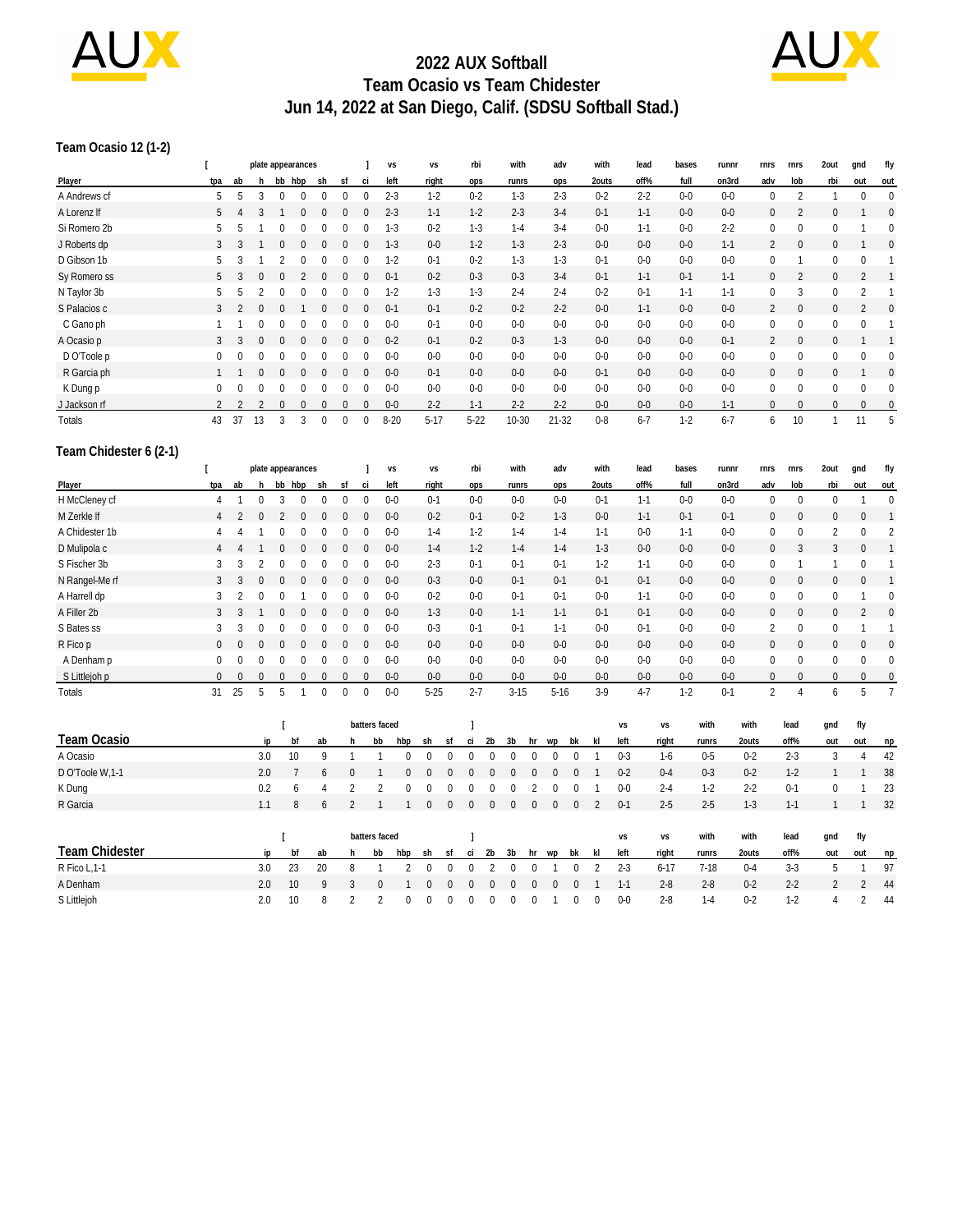# 2022 AUX Softball
# Team Ocasio vs Team Chidester
# Jun 14, 2022 at San Diego, Calif. (SDSU Softball Stad.)

## Team Ocasio 12 (1-2)

| | [ | | plate appearances | | | | | ] | vs | vs | rbi | with | adv | with | lead | bases | runnr | rnrs | rnrs | 2out | gnd | fly |
|---|---|---|---|---|---|---|---|---|---|---|---|---|---|---|---|---|---|---|---|---|---|---|
| Player | tpa | ab | h | bb | hbp | sh | sf | ci | left | right | ops | runrs | ops | 2outs | off% | full | on3rd | adv | lob | rbi | out | out |
| A Andrews cf | 5 | 5 | 3 | 0 | 0 | 0 | 0 | 0 | 2-3 | 1-2 | 0-2 | 1-3 | 2-3 | 0-2 | 2-2 | 0-0 | 0-0 | 0 | 2 | 1 | 0 | 0 |
| A Lorenz lf | 5 | 4 | 3 | 1 | 0 | 0 | 0 | 0 | 2-3 | 1-1 | 1-2 | 2-3 | 3-4 | 0-1 | 1-1 | 0-0 | 0-0 | 0 | 2 | 0 | 1 | 0 |
| Si Romero 2b | 5 | 5 | 1 | 0 | 0 | 0 | 0 | 0 | 1-3 | 0-2 | 1-3 | 1-4 | 3-4 | 0-0 | 1-1 | 0-0 | 2-2 | 0 | 0 | 0 | 1 | 0 |
| J Roberts dp | 3 | 3 | 1 | 0 | 0 | 0 | 0 | 0 | 1-3 | 0-0 | 1-2 | 1-3 | 2-3 | 0-0 | 0-0 | 0-0 | 1-1 | 2 | 0 | 0 | 1 | 0 |
| D Gibson 1b | 5 | 3 | 1 | 2 | 0 | 0 | 0 | 0 | 1-2 | 0-1 | 0-2 | 1-3 | 1-3 | 0-1 | 0-0 | 0-0 | 0-0 | 0 | 1 | 0 | 0 | 1 |
| Sy Romero ss | 5 | 3 | 0 | 0 | 2 | 0 | 0 | 0 | 0-1 | 0-2 | 0-3 | 0-3 | 3-4 | 0-1 | 1-1 | 0-1 | 1-1 | 0 | 2 | 0 | 2 | 1 |
| N Taylor 3b | 5 | 5 | 2 | 0 | 0 | 0 | 0 | 0 | 1-2 | 1-3 | 1-3 | 2-4 | 2-4 | 0-2 | 0-1 | 1-1 | 1-1 | 0 | 3 | 0 | 2 | 1 |
| S Palacios c | 3 | 2 | 0 | 0 | 1 | 0 | 0 | 0 | 0-1 | 0-1 | 0-2 | 0-2 | 2-2 | 0-0 | 1-1 | 0-0 | 0-0 | 2 | 0 | 0 | 2 | 0 |
| C Gano ph | 1 | 1 | 0 | 0 | 0 | 0 | 0 | 0 | 0-0 | 0-1 | 0-0 | 0-0 | 0-0 | 0-0 | 0-0 | 0-0 | 0-0 | 0 | 0 | 0 | 0 | 1 |
| A Ocasio p | 3 | 3 | 0 | 0 | 0 | 0 | 0 | 0 | 0-2 | 0-1 | 0-2 | 0-3 | 1-3 | 0-0 | 0-0 | 0-0 | 0-1 | 2 | 0 | 0 | 1 | 1 |
| D O'Toole p | 0 | 0 | 0 | 0 | 0 | 0 | 0 | 0 | 0-0 | 0-0 | 0-0 | 0-0 | 0-0 | 0-0 | 0-0 | 0-0 | 0-0 | 0 | 0 | 0 | 0 | 0 |
| R Garcia ph | 1 | 1 | 0 | 0 | 0 | 0 | 0 | 0 | 0-0 | 0-1 | 0-0 | 0-0 | 0-0 | 0-1 | 0-0 | 0-0 | 0-0 | 0 | 0 | 0 | 1 | 0 |
| K Dung p | 0 | 0 | 0 | 0 | 0 | 0 | 0 | 0 | 0-0 | 0-0 | 0-0 | 0-0 | 0-0 | 0-0 | 0-0 | 0-0 | 0-0 | 0 | 0 | 0 | 0 | 0 |
| J Jackson rf | 2 | 2 | 2 | 0 | 0 | 0 | 0 | 0 | 0-0 | 2-2 | 1-1 | 2-2 | 2-2 | 0-0 | 0-0 | 0-0 | 1-1 | 0 | 0 | 0 | 0 | 0 |
| Totals | 43 | 37 | 13 | 3 | 3 | 0 | 0 | 0 | 8-20 | 5-17 | 5-22 | 10-30 | 21-32 | 0-8 | 6-7 | 1-2 | 6-7 | 6 | 10 | 1 | 11 | 5 |

## Team Chidester 6 (2-1)

| | [ | | plate appearances | | | | | ] | vs | vs | rbi | with | adv | with | lead | bases | runnr | rnrs | rnrs | 2out | gnd | fly |
|---|---|---|---|---|---|---|---|---|---|---|---|---|---|---|---|---|---|---|---|---|---|---|
| Player | tpa | ab | h | bb | hbp | sh | sf | ci | left | right | ops | runrs | ops | 2outs | off% | full | on3rd | adv | lob | rbi | out | out |
| H McCleney cf | 4 | 1 | 0 | 3 | 0 | 0 | 0 | 0 | 0-0 | 0-1 | 0-0 | 0-0 | 0-0 | 0-1 | 1-1 | 0-0 | 0-0 | 0 | 0 | 0 | 1 | 0 |
| M Zerkle lf | 4 | 2 | 0 | 2 | 0 | 0 | 0 | 0 | 0-0 | 0-2 | 0-1 | 0-2 | 1-3 | 0-0 | 1-1 | 0-1 | 0-1 | 0 | 0 | 0 | 0 | 1 |
| A Chidester 1b | 4 | 4 | 1 | 0 | 0 | 0 | 0 | 0 | 0-0 | 1-4 | 1-2 | 1-4 | 1-4 | 1-1 | 0-0 | 1-1 | 0-0 | 0 | 0 | 2 | 0 | 2 |
| D Mulipola c | 4 | 4 | 1 | 0 | 0 | 0 | 0 | 0 | 0-0 | 1-4 | 1-2 | 1-4 | 1-4 | 1-3 | 0-0 | 0-0 | 0-0 | 0 | 3 | 3 | 0 | 1 |
| S Fischer 3b | 3 | 3 | 2 | 0 | 0 | 0 | 0 | 0 | 0-0 | 2-3 | 0-1 | 0-1 | 0-1 | 1-2 | 1-1 | 0-0 | 0-0 | 0 | 1 | 1 | 0 | 1 |
| N Rangel-Me rf | 3 | 3 | 0 | 0 | 0 | 0 | 0 | 0 | 0-0 | 0-3 | 0-0 | 0-1 | 0-1 | 0-1 | 0-1 | 0-0 | 0-0 | 0 | 0 | 0 | 0 | 1 |
| A Harrell dp | 3 | 2 | 0 | 0 | 1 | 0 | 0 | 0 | 0-0 | 0-2 | 0-0 | 0-1 | 0-1 | 0-0 | 1-1 | 0-0 | 0-0 | 0 | 0 | 0 | 1 | 0 |
| A Filler 2b | 3 | 3 | 1 | 0 | 0 | 0 | 0 | 0 | 0-0 | 1-3 | 0-0 | 1-1 | 1-1 | 0-1 | 0-1 | 0-0 | 0-0 | 0 | 0 | 0 | 2 | 0 |
| S Bates ss | 3 | 3 | 0 | 0 | 0 | 0 | 0 | 0 | 0-0 | 0-3 | 0-1 | 0-1 | 1-1 | 0-0 | 0-1 | 0-0 | 0-0 | 2 | 0 | 0 | 1 | 1 |
| R Fico p | 0 | 0 | 0 | 0 | 0 | 0 | 0 | 0 | 0-0 | 0-0 | 0-0 | 0-0 | 0-0 | 0-0 | 0-0 | 0-0 | 0-0 | 0 | 0 | 0 | 0 | 0 |
| A Denham p | 0 | 0 | 0 | 0 | 0 | 0 | 0 | 0 | 0-0 | 0-0 | 0-0 | 0-0 | 0-0 | 0-0 | 0-0 | 0-0 | 0-0 | 0 | 0 | 0 | 0 | 0 |
| S Littlejoh p | 0 | 0 | 0 | 0 | 0 | 0 | 0 | 0 | 0-0 | 0-0 | 0-0 | 0-0 | 0-0 | 0-0 | 0-0 | 0-0 | 0-0 | 0 | 0 | 0 | 0 | 0 |
| Totals | 31 | 25 | 5 | 5 | 1 | 0 | 0 | 0 | 0-0 | 5-25 | 2-7 | 3-15 | 5-16 | 3-9 | 4-7 | 1-2 | 0-1 | 2 | 4 | 6 | 5 | 7 |

| | | [ | | | batters faced | | | | ] | | | | | | | | vs | vs | with | with | lead | gnd | fly | |
|---|---|---|---|---|---|---|---|---|---|---|---|---|---|---|---|---|---|---|---|---|---|---|---|---|
| Team Ocasio | ip | bf | ab | h | bb | hbp | sh | sf | ci | 2b | 3b | hr | wp | bk | kl | left | right | runrs | 2outs | off% | out | out | np |
| A Ocasio | 3.0 | 10 | 9 | 1 | 1 | 0 | 0 | 0 | 0 | 0 | 0 | 0 | 0 | 0 | 1 | 0-3 | 1-6 | 0-5 | 0-2 | 2-3 | 3 | 4 | 42 |
| D O'Toole W,1-1 | 2.0 | 7 | 6 | 0 | 1 | 0 | 0 | 0 | 0 | 0 | 0 | 0 | 0 | 0 | 1 | 0-2 | 0-4 | 0-3 | 0-2 | 1-2 | 1 | 1 | 38 |
| K Dung | 0.2 | 6 | 4 | 2 | 2 | 0 | 0 | 0 | 0 | 0 | 0 | 2 | 0 | 0 | 1 | 0-0 | 2-4 | 1-2 | 2-2 | 0-1 | 0 | 1 | 23 |
| R Garcia | 1.1 | 8 | 6 | 2 | 1 | 1 | 0 | 0 | 0 | 0 | 0 | 0 | 0 | 0 | 2 | 0-1 | 2-5 | 2-5 | 1-3 | 1-1 | 1 | 1 | 32 |

| | | [ | | | batters faced | | | | ] | | | | | | | | vs | vs | with | with | lead | gnd | fly | |
|---|---|---|---|---|---|---|---|---|---|---|---|---|---|---|---|---|---|---|---|---|---|---|---|---|
| Team Chidester | ip | bf | ab | h | bb | hbp | sh | sf | ci | 2b | 3b | hr | wp | bk | kl | left | right | runrs | 2outs | off% | out | out | np |
| R Fico L,1-1 | 3.0 | 23 | 20 | 8 | 1 | 2 | 0 | 0 | 0 | 2 | 0 | 0 | 1 | 0 | 2 | 2-3 | 6-17 | 7-18 | 0-4 | 3-3 | 5 | 1 | 97 |
| A Denham | 2.0 | 10 | 9 | 3 | 0 | 1 | 0 | 0 | 0 | 0 | 0 | 0 | 0 | 0 | 1 | 1-1 | 2-8 | 2-8 | 0-2 | 2-2 | 2 | 2 | 44 |
| S Littlejoh | 2.0 | 10 | 8 | 2 | 2 | 0 | 0 | 0 | 0 | 0 | 0 | 0 | 1 | 0 | 0 | 0-0 | 2-8 | 1-4 | 0-2 | 1-2 | 4 | 2 | 44 |